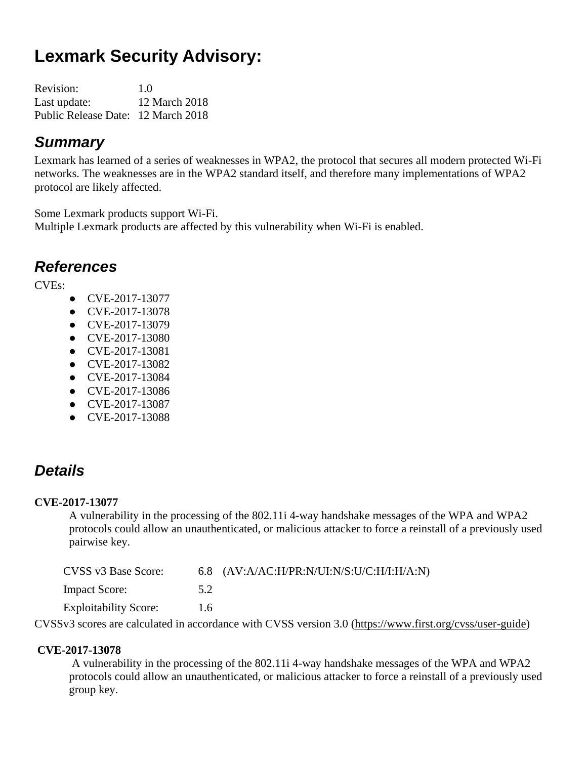# Lexmark Security Advisory:

Revision: 1.0
Last update: 12 March 2018
Public Release Date: 12 March 2018

## *Summary*

Lexmark has learned of a series of weaknesses in WPA2, the protocol that secures all modern protected Wi-Fi networks. The weaknesses are in the WPA2 standard itself, and therefore many implementations of WPA2 protocol are likely affected.

Some Lexmark products support Wi-Fi.
Multiple Lexmark products are affected by this vulnerability when Wi-Fi is enabled.

## *References*

CVEs:

- CVE-2017-13077
- CVE-2017-13078
- CVE-2017-13079
- CVE-2017-13080
- CVE-2017-13081
- CVE-2017-13082
- CVE-2017-13084
- CVE-2017-13086
- CVE-2017-13087
- CVE-2017-13088

## *Details*

**CVE-2017-13077**

A vulnerability in the processing of the 802.11i 4-way handshake messages of the WPA and WPA2 protocols could allow an unauthenticated, or malicious attacker to force a reinstall of a previously used pairwise key.

| | | |
|---|---|---|
| CVSS v3 Base Score: | 6.8 | (AV:A/AC:H/PR:N/UI:N/S:U/C:H/I:H/A:N) |
| Impact Score: | 5.2 | |
| Exploitability Score: | 1.6 | |

CVSSv3 scores are calculated in accordance with CVSS version 3.0 (https://www.first.org/cvss/user-guide)

**CVE-2017-13078**

A vulnerability in the processing of the 802.11i 4-way handshake messages of the WPA and WPA2 protocols could allow an unauthenticated, or malicious attacker to force a reinstall of a previously used group key.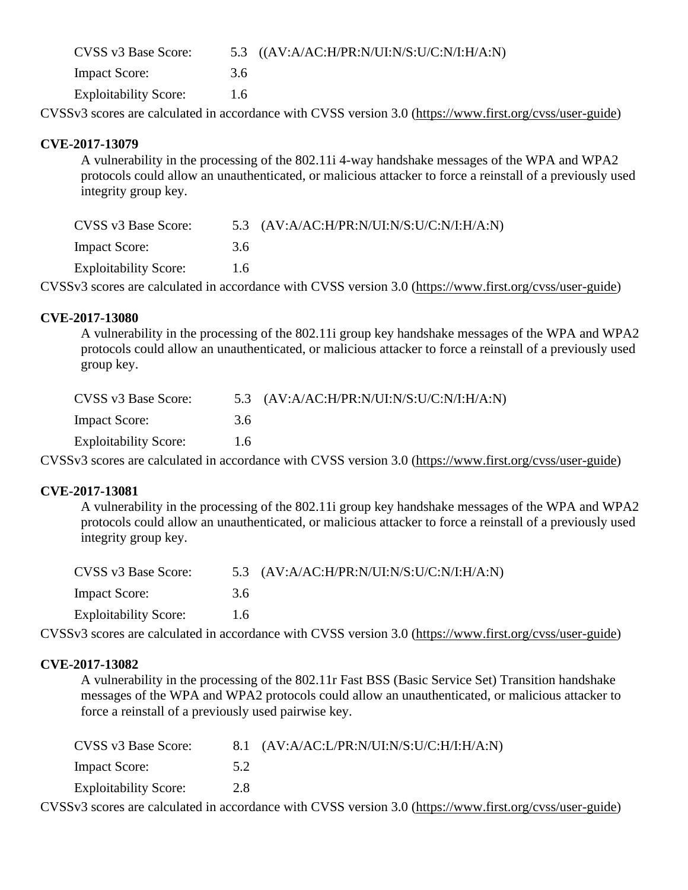| | | |
|---|---|---|
| CVSS v3 Base Score: | 5.3 | ((AV:A/AC:H/PR:N/UI:N/S:U/C:N/I:H/A:N) |
| Impact Score: | 3.6 | |
| Exploitability Score: | 1.6 | |

CVSSv3 scores are calculated in accordance with CVSS version 3.0 (https://www.first.org/cvss/user-guide)

**CVE-2017-13079**

A vulnerability in the processing of the 802.11i 4-way handshake messages of the WPA and WPA2 protocols could allow an unauthenticated, or malicious attacker to force a reinstall of a previously used integrity group key.

| | | |
|---|---|---|
| CVSS v3 Base Score: | 5.3 | (AV:A/AC:H/PR:N/UI:N/S:U/C:N/I:H/A:N) |
| Impact Score: | 3.6 | |
| Exploitability Score: | 1.6 | |

CVSSv3 scores are calculated in accordance with CVSS version 3.0 (https://www.first.org/cvss/user-guide)

**CVE-2017-13080**

A vulnerability in the processing of the 802.11i group key handshake messages of the WPA and WPA2 protocols could allow an unauthenticated, or malicious attacker to force a reinstall of a previously used group key.

| | | |
|---|---|---|
| CVSS v3 Base Score: | 5.3 | (AV:A/AC:H/PR:N/UI:N/S:U/C:N/I:H/A:N) |
| Impact Score: | 3.6 | |
| Exploitability Score: | 1.6 | |

CVSSv3 scores are calculated in accordance with CVSS version 3.0 (https://www.first.org/cvss/user-guide)

**CVE-2017-13081**

A vulnerability in the processing of the 802.11i group key handshake messages of the WPA and WPA2 protocols could allow an unauthenticated, or malicious attacker to force a reinstall of a previously used integrity group key.

| | | |
|---|---|---|
| CVSS v3 Base Score: | 5.3 | (AV:A/AC:H/PR:N/UI:N/S:U/C:N/I:H/A:N) |
| Impact Score: | 3.6 | |
| Exploitability Score: | 1.6 | |

CVSSv3 scores are calculated in accordance with CVSS version 3.0 (https://www.first.org/cvss/user-guide)

**CVE-2017-13082**

A vulnerability in the processing of the 802.11r Fast BSS (Basic Service Set) Transition handshake messages of the WPA and WPA2 protocols could allow an unauthenticated, or malicious attacker to force a reinstall of a previously used pairwise key.

| | | |
|---|---|---|
| CVSS v3 Base Score: | 8.1 | (AV:A/AC:L/PR:N/UI:N/S:U/C:H/I:H/A:N) |
| Impact Score: | 5.2 | |
| Exploitability Score: | 2.8 | |

CVSSv3 scores are calculated in accordance with CVSS version 3.0 (https://www.first.org/cvss/user-guide)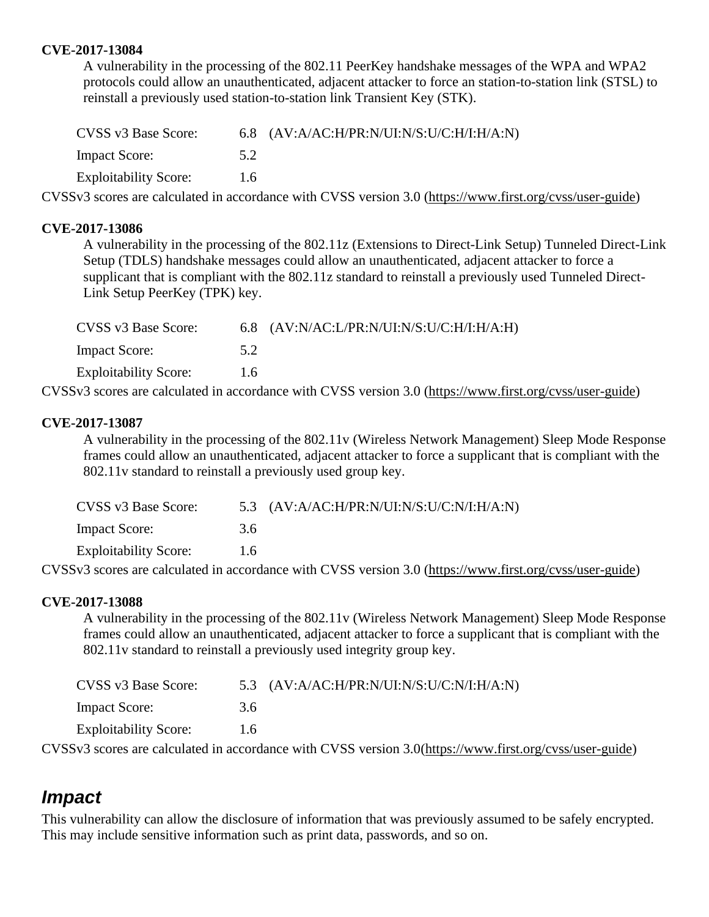**CVE-2017-13084**

A vulnerability in the processing of the 802.11 PeerKey handshake messages of the WPA and WPA2 protocols could allow an unauthenticated, adjacent attacker to force an station-to-station link (STSL) to reinstall a previously used station-to-station link Transient Key (STK).

| CVSS v3 Base Score: | 6.8 | (AV:A/AC:H/PR:N/UI:N/S:U/C:H/I:H/A:N) |
|---|---|---|
| Impact Score: | 5.2 | |
| Exploitability Score: | 1.6 | |

CVSSv3 scores are calculated in accordance with CVSS version 3.0 (https://www.first.org/cvss/user-guide)

**CVE-2017-13086**

A vulnerability in the processing of the 802.11z (Extensions to Direct-Link Setup) Tunneled Direct-Link Setup (TDLS) handshake messages could allow an unauthenticated, adjacent attacker to force a supplicant that is compliant with the 802.11z standard to reinstall a previously used Tunneled Direct-Link Setup PeerKey (TPK) key.

| CVSS v3 Base Score: | 6.8 | (AV:N/AC:L/PR:N/UI:N/S:U/C:H/I:H/A:H) |
|---|---|---|
| Impact Score: | 5.2 | |
| Exploitability Score: | 1.6 | |

CVSSv3 scores are calculated in accordance with CVSS version 3.0 (https://www.first.org/cvss/user-guide)

**CVE-2017-13087**

A vulnerability in the processing of the 802.11v (Wireless Network Management) Sleep Mode Response frames could allow an unauthenticated, adjacent attacker to force a supplicant that is compliant with the 802.11v standard to reinstall a previously used group key.

| CVSS v3 Base Score: | 5.3 | (AV:A/AC:H/PR:N/UI:N/S:U/C:N/I:H/A:N) |
|---|---|---|
| Impact Score: | 3.6 | |
| Exploitability Score: | 1.6 | |

CVSSv3 scores are calculated in accordance with CVSS version 3.0 (https://www.first.org/cvss/user-guide)

**CVE-2017-13088**

A vulnerability in the processing of the 802.11v (Wireless Network Management) Sleep Mode Response frames could allow an unauthenticated, adjacent attacker to force a supplicant that is compliant with the 802.11v standard to reinstall a previously used integrity group key.

| CVSS v3 Base Score: | 5.3 | (AV:A/AC:H/PR:N/UI:N/S:U/C:N/I:H/A:N) |
|---|---|---|
| Impact Score: | 3.6 | |
| Exploitability Score: | 1.6 | |

CVSSv3 scores are calculated in accordance with CVSS version 3.0(https://www.first.org/cvss/user-guide)

## *Impact*

This vulnerability can allow the disclosure of information that was previously assumed to be safely encrypted. This may include sensitive information such as print data, passwords, and so on.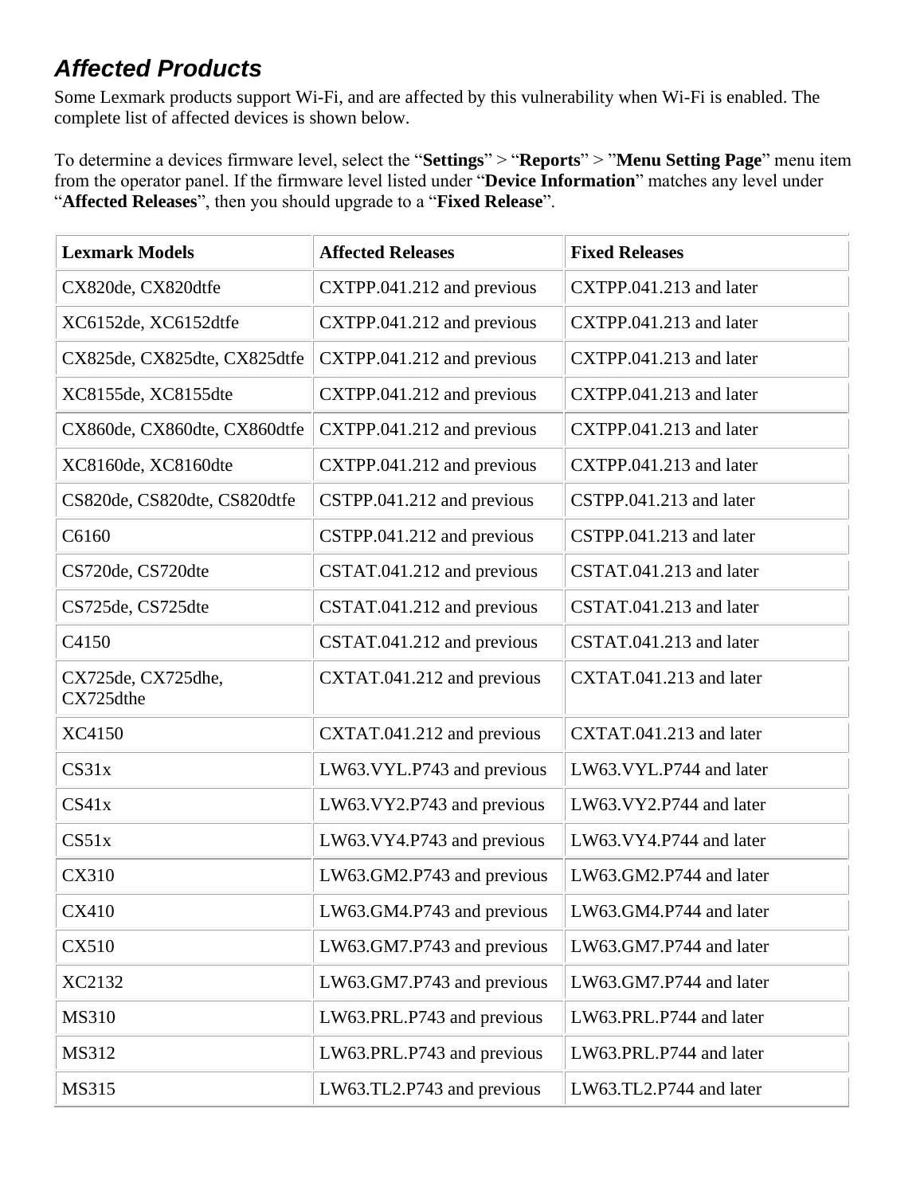## *Affected Products*

Some Lexmark products support Wi-Fi, and are affected by this vulnerability when Wi-Fi is enabled. The complete list of affected devices is shown below.

To determine a devices firmware level, select the "**Settings**" > "**Reports**" > "**Menu Setting Page**" menu item from the operator panel. If the firmware level listed under "**Device Information**" matches any level under "**Affected Releases**", then you should upgrade to a "**Fixed Release**".

| Lexmark Models | Affected Releases | Fixed Releases |
|---|---|---|
| CX820de, CX820dtfe | CXTPP.041.212 and previous | CXTPP.041.213 and later |
| XC6152de, XC6152dtfe | CXTPP.041.212 and previous | CXTPP.041.213 and later |
| CX825de, CX825dte, CX825dtfe | CXTPP.041.212 and previous | CXTPP.041.213 and later |
| XC8155de, XC8155dte | CXTPP.041.212 and previous | CXTPP.041.213 and later |
| CX860de, CX860dte, CX860dtfe | CXTPP.041.212 and previous | CXTPP.041.213 and later |
| XC8160de, XC8160dte | CXTPP.041.212 and previous | CXTPP.041.213 and later |
| CS820de, CS820dte, CS820dtfe | CSTPP.041.212 and previous | CSTPP.041.213 and later |
| C6160 | CSTPP.041.212 and previous | CSTPP.041.213 and later |
| CS720de, CS720dte | CSTAT.041.212 and previous | CSTAT.041.213 and later |
| CS725de, CS725dte | CSTAT.041.212 and previous | CSTAT.041.213 and later |
| C4150 | CSTAT.041.212 and previous | CSTAT.041.213 and later |
| CX725de, CX725dhe, CX725dthe | CXTAT.041.212 and previous | CXTAT.041.213 and later |
| XC4150 | CXTAT.041.212 and previous | CXTAT.041.213 and later |
| CS31x | LW63.VYL.P743 and previous | LW63.VYL.P744 and later |
| CS41x | LW63.VY2.P743 and previous | LW63.VY2.P744 and later |
| CS51x | LW63.VY4.P743 and previous | LW63.VY4.P744 and later |
| CX310 | LW63.GM2.P743 and previous | LW63.GM2.P744 and later |
| CX410 | LW63.GM4.P743 and previous | LW63.GM4.P744 and later |
| CX510 | LW63.GM7.P743 and previous | LW63.GM7.P744 and later |
| XC2132 | LW63.GM7.P743 and previous | LW63.GM7.P744 and later |
| MS310 | LW63.PRL.P743 and previous | LW63.PRL.P744 and later |
| MS312 | LW63.PRL.P743 and previous | LW63.PRL.P744 and later |
| MS315 | LW63.TL2.P743 and previous | LW63.TL2.P744 and later |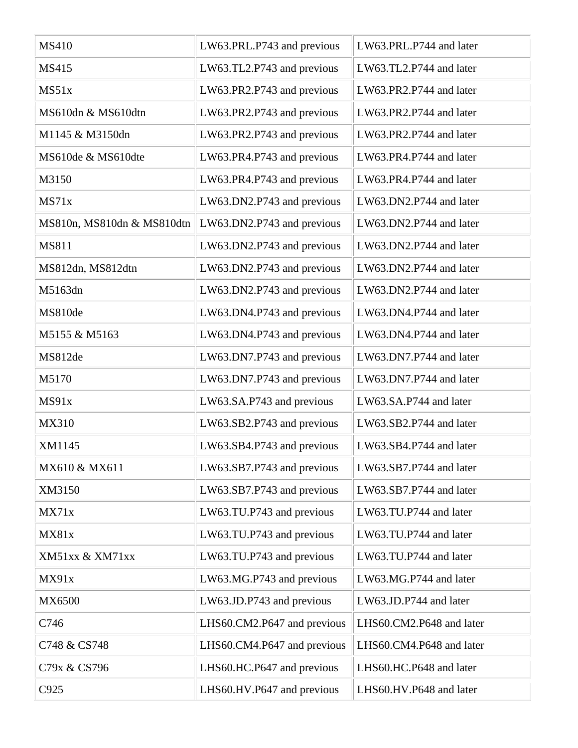| MS410 | LW63.PRL.P743 and previous | LW63.PRL.P744 and later |
|---|---|---|
| MS415 | LW63.TL2.P743 and previous | LW63.TL2.P744 and later |
| MS51x | LW63.PR2.P743 and previous | LW63.PR2.P744 and later |
| MS610dn & MS610dtn | LW63.PR2.P743 and previous | LW63.PR2.P744 and later |
| M1145 & M3150dn | LW63.PR2.P743 and previous | LW63.PR2.P744 and later |
| MS610de & MS610dte | LW63.PR4.P743 and previous | LW63.PR4.P744 and later |
| M3150 | LW63.PR4.P743 and previous | LW63.PR4.P744 and later |
| MS71x | LW63.DN2.P743 and previous | LW63.DN2.P744 and later |
| MS810n, MS810dn & MS810dtn | LW63.DN2.P743 and previous | LW63.DN2.P744 and later |
| MS811 | LW63.DN2.P743 and previous | LW63.DN2.P744 and later |
| MS812dn, MS812dtn | LW63.DN2.P743 and previous | LW63.DN2.P744 and later |
| M5163dn | LW63.DN2.P743 and previous | LW63.DN2.P744 and later |
| MS810de | LW63.DN4.P743 and previous | LW63.DN4.P744 and later |
| M5155 & M5163 | LW63.DN4.P743 and previous | LW63.DN4.P744 and later |
| MS812de | LW63.DN7.P743 and previous | LW63.DN7.P744 and later |
| M5170 | LW63.DN7.P743 and previous | LW63.DN7.P744 and later |
| MS91x | LW63.SA.P743 and previous | LW63.SA.P744 and later |
| MX310 | LW63.SB2.P743 and previous | LW63.SB2.P744 and later |
| XM1145 | LW63.SB4.P743 and previous | LW63.SB4.P744 and later |
| MX610 & MX611 | LW63.SB7.P743 and previous | LW63.SB7.P744 and later |
| XM3150 | LW63.SB7.P743 and previous | LW63.SB7.P744 and later |
| MX71x | LW63.TU.P743 and previous | LW63.TU.P744 and later |
| MX81x | LW63.TU.P743 and previous | LW63.TU.P744 and later |
| XM51xx & XM71xx | LW63.TU.P743 and previous | LW63.TU.P744 and later |
| MX91x | LW63.MG.P743 and previous | LW63.MG.P744 and later |
| MX6500 | LW63.JD.P743 and previous | LW63.JD.P744 and later |
| C746 | LHS60.CM2.P647 and previous | LHS60.CM2.P648 and later |
| C748 & CS748 | LHS60.CM4.P647 and previous | LHS60.CM4.P648 and later |
| C79x & CS796 | LHS60.HC.P647 and previous | LHS60.HC.P648 and later |
| C925 | LHS60.HV.P647 and previous | LHS60.HV.P648 and later |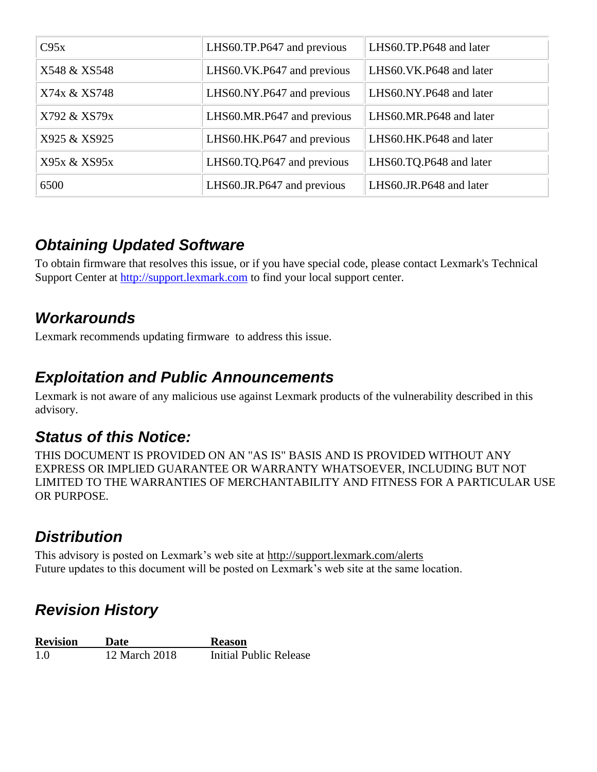| | | |
|---|---|---|
| C95x | LHS60.TP.P647 and previous | LHS60.TP.P648 and later |
| X548 & XS548 | LHS60.VK.P647 and previous | LHS60.VK.P648 and later |
| X74x & XS748 | LHS60.NY.P647 and previous | LHS60.NY.P648 and later |
| X792 & XS79x | LHS60.MR.P647 and previous | LHS60.MR.P648 and later |
| X925 & XS925 | LHS60.HK.P647 and previous | LHS60.HK.P648 and later |
| X95x & XS95x | LHS60.TQ.P647 and previous | LHS60.TQ.P648 and later |
| 6500 | LHS60.JR.P647 and previous | LHS60.JR.P648 and later |

## *Obtaining Updated Software*

To obtain firmware that resolves this issue, or if you have special code, please contact Lexmark's Technical Support Center at http://support.lexmark.com to find your local support center.

## *Workarounds*

Lexmark recommends updating firmware to address this issue.

## *Exploitation and Public Announcements*

Lexmark is not aware of any malicious use against Lexmark products of the vulnerability described in this advisory.

## *Status of this Notice:*

THIS DOCUMENT IS PROVIDED ON AN "AS IS" BASIS AND IS PROVIDED WITHOUT ANY EXPRESS OR IMPLIED GUARANTEE OR WARRANTY WHATSOEVER, INCLUDING BUT NOT LIMITED TO THE WARRANTIES OF MERCHANTABILITY AND FITNESS FOR A PARTICULAR USE OR PURPOSE.

## *Distribution*

This advisory is posted on Lexmark's web site at http://support.lexmark.com/alerts
Future updates to this document will be posted on Lexmark's web site at the same location.

## *Revision History*

| Revision | Date | Reason |
|---|---|---|
| 1.0 | 12 March 2018 | Initial Public Release |